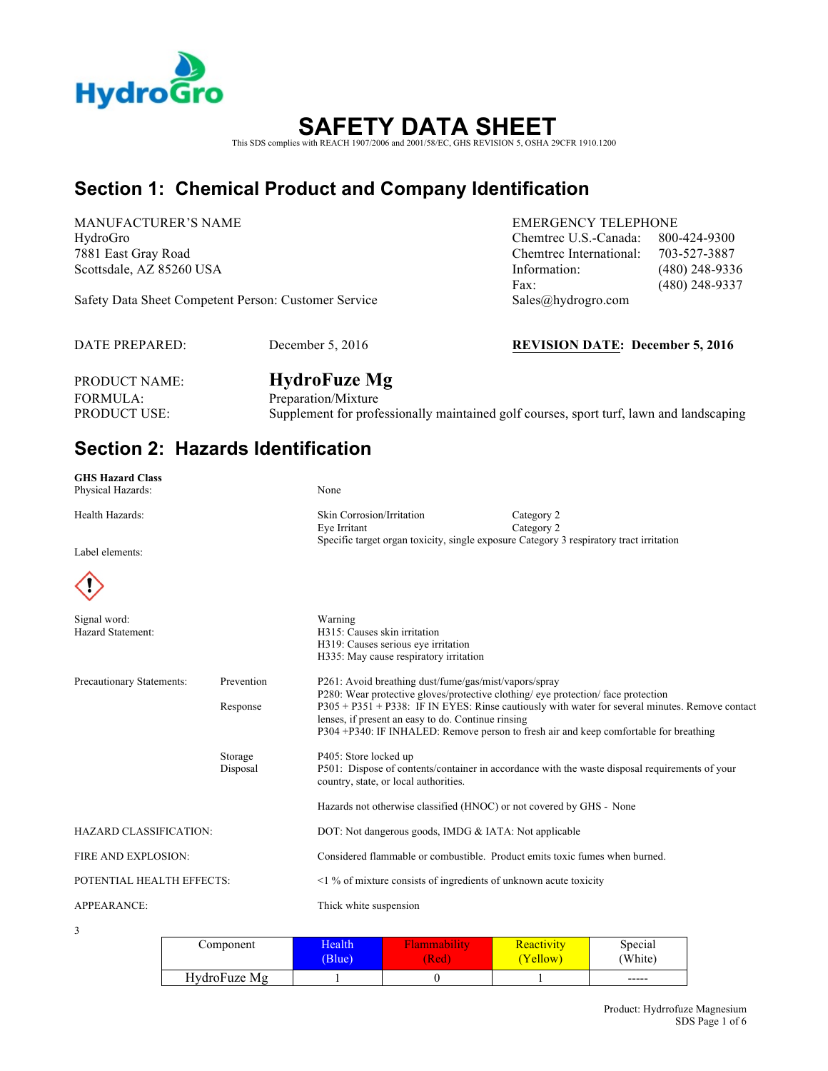HydroGro

# SAFETY DATA SHEET

This SDS complies with REACH 1907/2006 and 2001/58/EC, GHS REVISION 5, OSHA 29CFR 1910.1200

## Section 1: Chemical Product and Company Identification

MANUFACTURER'S NAME
HydroGro
7881 East Gray Road
Scottsdale, AZ 85260 USA

Safety Data Sheet Competent Person: Customer Service

EMERGENCY TELEPHONE
Chemtrec U.S.-Canada: 800-424-9300
Chemtrec International: 703-527-3887
Information: (480) 248-9336
Fax: (480) 248-9337
Sales@hydrogro.com

DATE PREPARED: December 5, 2016

**REVISION DATE: December 5, 2016**

PRODUCT NAME: **HydroFuze Mg**
FORMULA: Preparation/Mixture
PRODUCT USE: Supplement for professionally maintained golf courses, sport turf, lawn and landscaping

## Section 2: Hazards Identification

**GHS Hazard Class**
Physical Hazards: None

Health Hazards:
Skin Corrosion/Irritation Category 2
Eye Irritant Category 2
Specific target organ toxicity, single exposure Category 3 respiratory tract irritation

Label elements:

Signal word: Warning

Hazard Statement:
H315: Causes skin irritation
H319: Causes serious eye irritation
H335: May cause respiratory irritation

Precautionary Statements:

Prevention
P261: Avoid breathing dust/fume/gas/mist/vapors/spray
P280: Wear protective gloves/protective clothing/ eye protection/ face protection

Response
P305 + P351 + P338: IF IN EYES: Rinse cautiously with water for several minutes. Remove contact lenses, if present an easy to do. Continue rinsing
P304 +P340: IF INHALED: Remove person to fresh air and keep comfortable for breathing

Storage
P405: Store locked up

Disposal
P501: Dispose of contents/container in accordance with the waste disposal requirements of your country, state, or local authorities.

Hazards not otherwise classified (HNOC) or not covered by GHS - None

HAZARD CLASSIFICATION: DOT: Not dangerous goods, IMDG & IATA: Not applicable

FIRE AND EXPLOSION: Considered flammable or combustible. Product emits toxic fumes when burned.

POTENTIAL HEALTH EFFECTS: <1 % of mixture consists of ingredients of unknown acute toxicity

APPEARANCE: Thick white suspension

3

| Component | Health (Blue) | Flammability (Red) | Reactivity (Yellow) | Special (White) |
|---|---|---|---|---|
| HydroFuze Mg | 1 | 0 | 1 | ----- |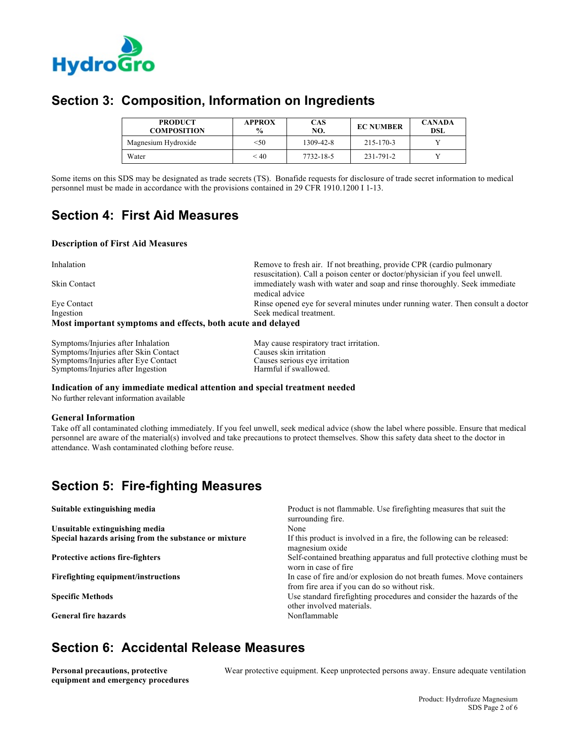## Section 3: Composition, Information on Ingredients

| PRODUCT COMPOSITION | APPROX % | CAS NO. | EC NUMBER | CANADA DSL |
|---|---|---|---|---|
| Magnesium Hydroxide | <50 | 1309-42-8 | 215-170-3 | Y |
| Water | < 40 | 7732-18-5 | 231-791-2 | Y |

Some items on this SDS may be designated as trade secrets (TS). Bonafide requests for disclosure of trade secret information to medical personnel must be made in accordance with the provisions contained in 29 CFR 1910.1200 I 1-13.

## Section 4: First Aid Measures

### Description of First Aid Measures

| | |
|---|---|
| Inhalation | Remove to fresh air. If not breathing, provide CPR (cardio pulmonary resuscitation). Call a poison center or doctor/physician if you feel unwell. |
| Skin Contact | immediately wash with water and soap and rinse thoroughly. Seek immediate medical advice |
| Eye Contact | Rinse opened eye for several minutes under running water. Then consult a doctor |
| Ingestion | Seek medical treatment. |

**Most important symptoms and effects, both acute and delayed**

| | |
|---|---|
| Symptoms/Injuries after Inhalation | May cause respiratory tract irritation. |
| Symptoms/Injuries after Skin Contact | Causes skin irritation |
| Symptoms/Injuries after Eye Contact | Causes serious eye irritation |
| Symptoms/Injuries after Ingestion | Harmful if swallowed. |

**Indication of any immediate medical attention and special treatment needed**

No further relevant information available

**General Information**

Take off all contaminated clothing immediately. If you feel unwell, seek medical advice (show the label where possible. Ensure that medical personnel are aware of the material(s) involved and take precautions to protect themselves. Show this safety data sheet to the doctor in attendance. Wash contaminated clothing before reuse.

## Section 5: Fire-fighting Measures

| | |
|---|---|
| **Suitable extinguishing media** | Product is not flammable. Use firefighting measures that suit the surrounding fire. |
| **Unsuitable extinguishing media** | None |
| **Special hazards arising from the substance or mixture** | If this product is involved in a fire, the following can be released: magnesium oxide |
| **Protective actions fire-fighters** | Self-contained breathing apparatus and full protective clothing must be worn in case of fire |
| **Firefighting equipment/instructions** | In case of fire and/or explosion do not breath fumes. Move containers from fire area if you can do so without risk. |
| **Specific Methods** | Use standard firefighting procedures and consider the hazards of the other involved materials. |
| **General fire hazards** | Nonflammable |

## Section 6: Accidental Release Measures

| | |
|---|---|
| **Personal precautions, protective equipment and emergency procedures** | Wear protective equipment. Keep unprotected persons away. Ensure adequate ventilation |

Product: Hydrrofuze Magnesium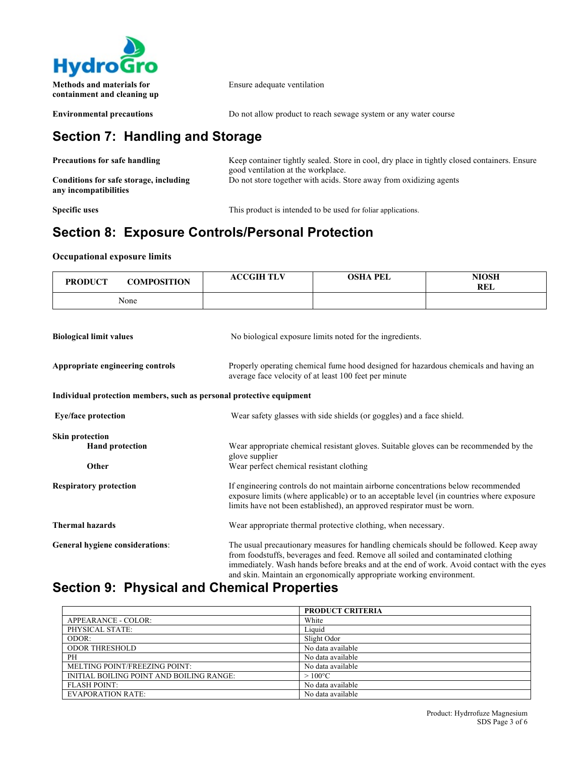| | |
|---|---|
| **Methods and materials for containment and cleaning up** | Ensure adequate ventilation |
| **Environmental precautions** | Do not allow product to reach sewage system or any water course |

## Section 7: Handling and Storage

| | |
|---|---|
| **Precautions for safe handling** | Keep container tightly sealed. Store in cool, dry place in tightly closed containers. Ensure good ventilation at the workplace. |
| **Conditions for safe storage, including any incompatibilities** | Do not store together with acids. Store away from oxidizing agents |
| **Specific uses** | This product is intended to be used for foliar applications. |

## Section 8: Exposure Controls/Personal Protection

**Occupational exposure limits**

| PRODUCT COMPOSITION | ACCGIH TLV | OSHA PEL | NIOSH REL |
|---|---|---|---|
| None | | | |

| | |
|---|---|
| **Biological limit values** | No biological exposure limits noted for the ingredients. |
| **Appropriate engineering controls** | Properly operating chemical fume hood designed for hazardous chemicals and having an average face velocity of at least 100 feet per minute |

**Individual protection members, such as personal protective equipment**

| | |
|---|---|
| **Eye/face protection** | Wear safety glasses with side shields (or goggles) and a face shield. |
| **Skin protection** | |
| **Hand protection** | Wear appropriate chemical resistant gloves. Suitable gloves can be recommended by the glove supplier |
| **Other** | Wear perfect chemical resistant clothing |
| **Respiratory protection** | If engineering controls do not maintain airborne concentrations below recommended exposure limits (where applicable) or to an acceptable level (in countries where exposure limits have not been established), an approved respirator must be worn. |
| **Thermal hazards** | Wear appropriate thermal protective clothing, when necessary. |
| **General hygiene considerations**: | The usual precautionary measures for handling chemicals should be followed. Keep away from foodstuffs, beverages and feed. Remove all soiled and contaminated clothing immediately. Wash hands before breaks and at the end of work. Avoid contact with the eyes and skin. Maintain an ergonomically appropriate working environment. |

## Section 9: Physical and Chemical Properties

| | PRODUCT CRITERIA |
|---|---|
| APPEARANCE - COLOR: | White |
| PHYSICAL STATE: | Liquid |
| ODOR: | Slight Odor |
| ODOR THRESHOLD | No data available |
| PH | No data available |
| MELTING POINT/FREEZING POINT: | No data available |
| INITIAL BOILING POINT AND BOILING RANGE: | > 100°C |
| FLASH POINT: | No data available |
| EVAPORATION RATE: | No data available |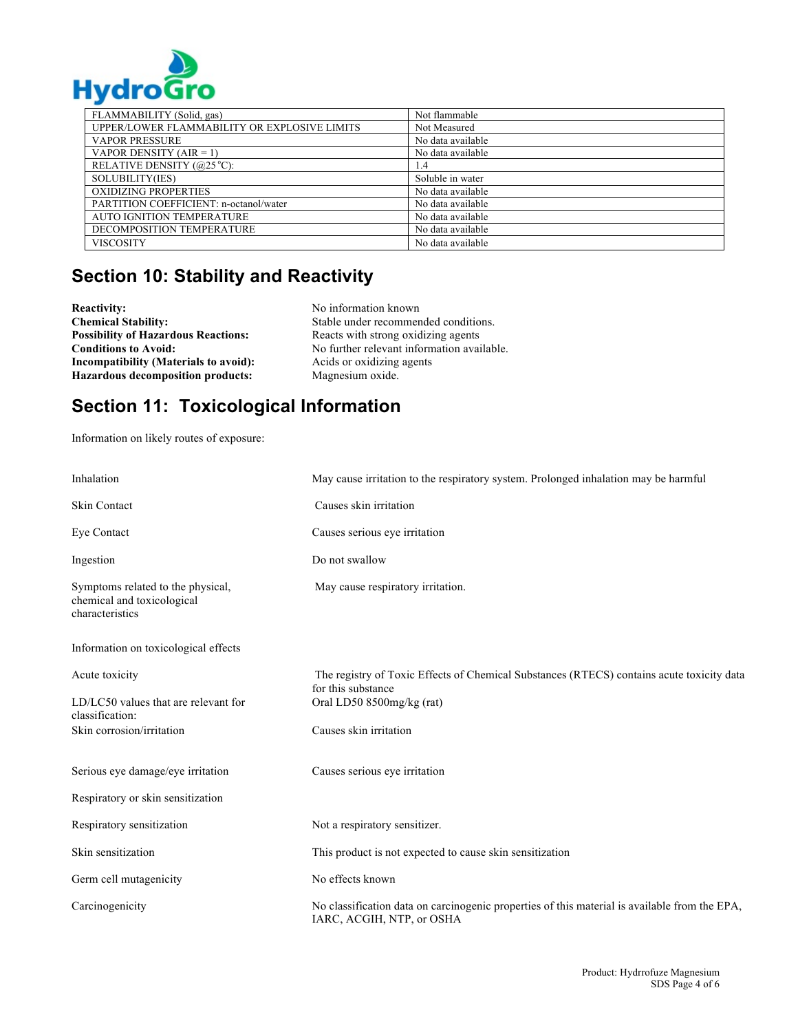| FLAMMABILITY (Solid, gas) | Not flammable |
|---|---|
| UPPER/LOWER FLAMMABILITY OR EXPLOSIVE LIMITS | Not Measured |
| VAPOR PRESSURE | No data available |
| VAPOR DENSITY (AIR = 1) | No data available |
| RELATIVE DENSITY (@25 °C): | 1.4 |
| SOLUBILITY(IES) | Soluble in water |
| OXIDIZING PROPERTIES | No data available |
| PARTITION COEFFICIENT: n-octanol/water | No data available |
| AUTO IGNITION TEMPERATURE | No data available |
| DECOMPOSITION TEMPERATURE | No data available |
| VISCOSITY | No data available |

## Section 10: Stability and Reactivity

**Reactivity:** No information known
**Chemical Stability:** Stable under recommended conditions.
**Possibility of Hazardous Reactions:** Reacts with strong oxidizing agents
**Conditions to Avoid:** No further relevant information available.
**Incompatibility (Materials to avoid):** Acids or oxidizing agents
**Hazardous decomposition products:** Magnesium oxide.

## Section 11: Toxicological Information

Information on likely routes of exposure:

Inhalation: May cause irritation to the respiratory system. Prolonged inhalation may be harmful

Skin Contact: Causes skin irritation

Eye Contact: Causes serious eye irritation

Ingestion: Do not swallow

Symptoms related to the physical, chemical and toxicological characteristics: May cause respiratory irritation.

Information on toxicological effects

Acute toxicity: The registry of Toxic Effects of Chemical Substances (RTECS) contains acute toxicity data for this substance

LD/LC50 values that are relevant for classification: Oral LD50 8500mg/kg (rat)

Skin corrosion/irritation: Causes skin irritation

Serious eye damage/eye irritation: Causes serious eye irritation

Respiratory or skin sensitization

Respiratory sensitization: Not a respiratory sensitizer.

Skin sensitization: This product is not expected to cause skin sensitization

Germ cell mutagenicity: No effects known

Carcinogenicity: No classification data on carcinogenic properties of this material is available from the EPA, IARC, ACGIH, NTP, or OSHA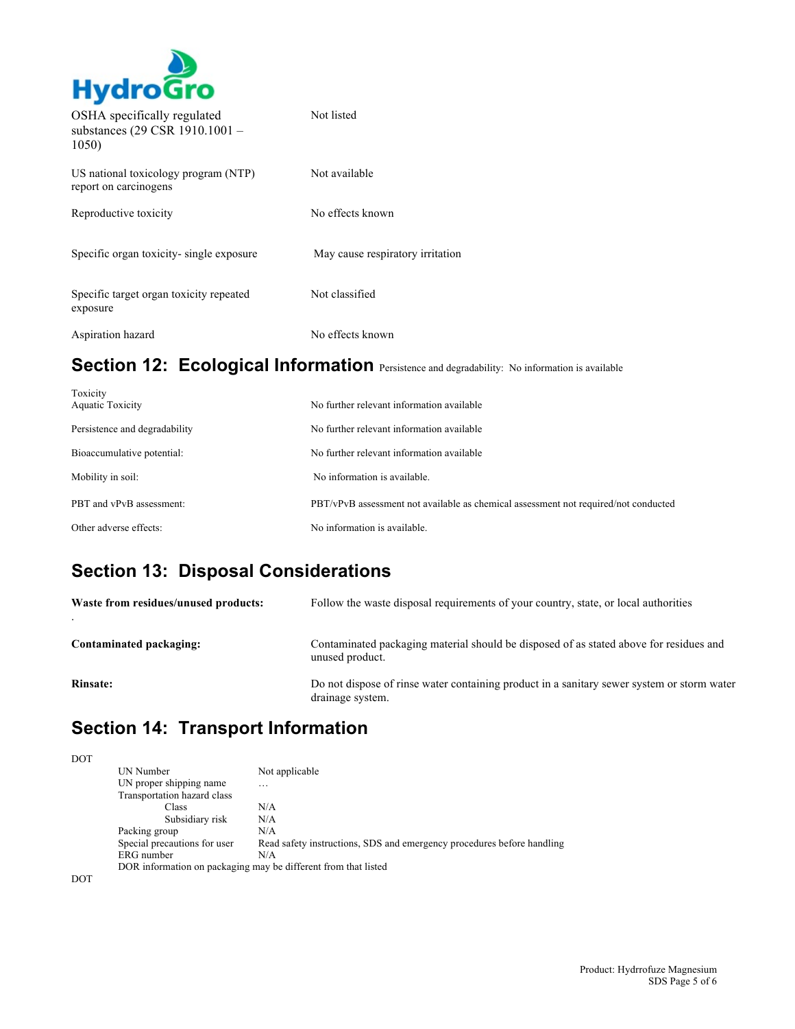| | |
|---|---|
| OSHA specifically regulated substances (29 CSR 1910.1001 – 1050) | Not listed |
| US national toxicology program (NTP) report on carcinogens | Not available |
| Reproductive toxicity | No effects known |
| Specific organ toxicity- single exposure | May cause respiratory irritation |
| Specific target organ toxicity repeated exposure | Not classified |
| Aspiration hazard | No effects known |

## Section 12: Ecological Information

Persistence and degradability: No information is available

| | |
|---|---|
| Toxicity<br>Aquatic Toxicity | No further relevant information available |
| Persistence and degradability | No further relevant information available |
| Bioaccumulative potential: | No further relevant information available |
| Mobility in soil: | No information is available. |
| PBT and vPvB assessment: | PBT/vPvB assessment not available as chemical assessment not required/not conducted |
| Other adverse effects: | No information is available. |

## Section 13: Disposal Considerations

| | |
|---|---|
| **Waste from residues/unused products:** | Follow the waste disposal requirements of your country, state, or local authorities |
| **Contaminated packaging:** | Contaminated packaging material should be disposed of as stated above for residues and unused product. |
| **Rinsate:** | Do not dispose of rinse water containing product in a sanitary sewer system or storm water drainage system. |

## Section 14: Transport Information

DOT

| | |
|---|---|
| UN Number | Not applicable |
| UN proper shipping name | … |
| Transportation hazard class | |
| Class | N/A |
| Subsidiary risk | N/A |
| Packing group | N/A |
| Special precautions for user | Read safety instructions, SDS and emergency procedures before handling |
| ERG number | N/A |

DOR information on packaging may be different from that listed

DOT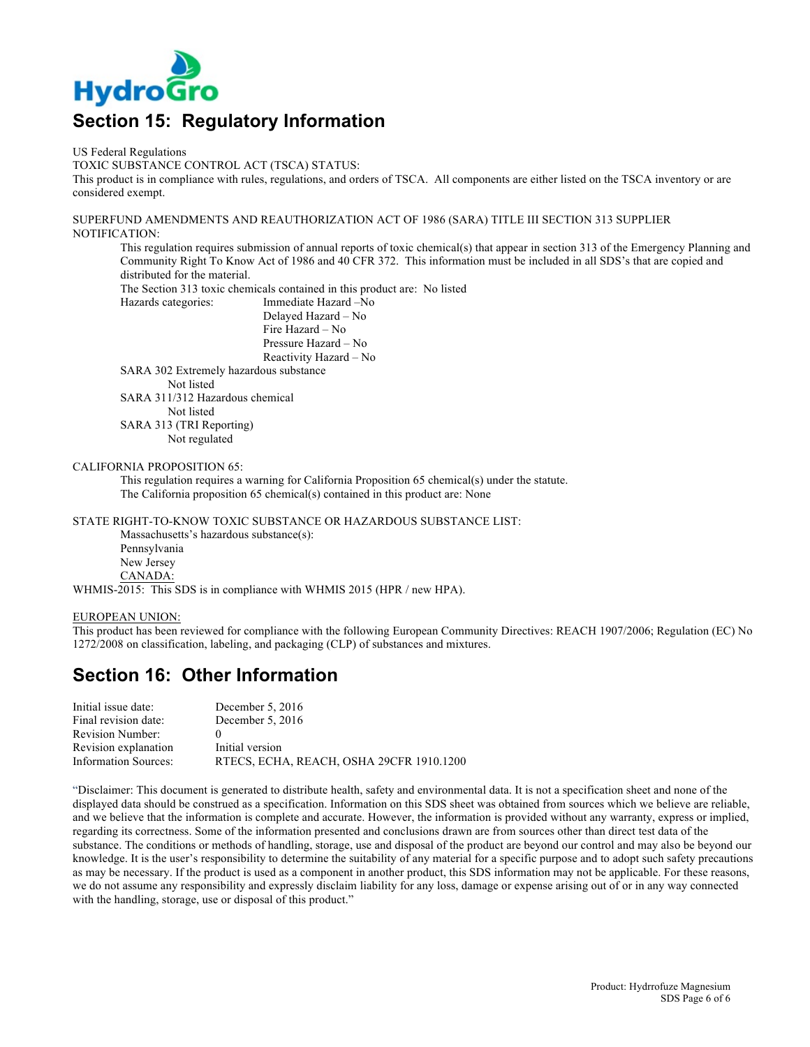## Section 15: Regulatory Information

US Federal Regulations
TOXIC SUBSTANCE CONTROL ACT (TSCA) STATUS:
This product is in compliance with rules, regulations, and orders of TSCA. All components are either listed on the TSCA inventory or are considered exempt.

SUPERFUND AMENDMENTS AND REAUTHORIZATION ACT OF 1986 (SARA) TITLE III SECTION 313 SUPPLIER NOTIFICATION:

This regulation requires submission of annual reports of toxic chemical(s) that appear in section 313 of the Emergency Planning and Community Right To Know Act of 1986 and 40 CFR 372. This information must be included in all SDS's that are copied and distributed for the material.

The Section 313 toxic chemicals contained in this product are: No listed

Hazards categories:
- Immediate Hazard –No
- Delayed Hazard – No
- Fire Hazard – No
- Pressure Hazard – No
- Reactivity Hazard – No

SARA 302 Extremely hazardous substance
Not listed

SARA 311/312 Hazardous chemical
Not listed

SARA 313 (TRI Reporting)
Not regulated

CALIFORNIA PROPOSITION 65:

This regulation requires a warning for California Proposition 65 chemical(s) under the statute.
The California proposition 65 chemical(s) contained in this product are: None

STATE RIGHT-TO-KNOW TOXIC SUBSTANCE OR HAZARDOUS SUBSTANCE LIST:

Massachusetts's hazardous substance(s):
Pennsylvania
New Jersey
CANADA:

WHMIS-2015: This SDS is in compliance with WHMIS 2015 (HPR / new HPA).

EUROPEAN UNION:

This product has been reviewed for compliance with the following European Community Directives: REACH 1907/2006; Regulation (EC) No 1272/2008 on classification, labeling, and packaging (CLP) of substances and mixtures.

## Section 16: Other Information

| | |
|---|---|
| Initial issue date: | December 5, 2016 |
| Final revision date: | December 5, 2016 |
| Revision Number: | 0 |
| Revision explanation | Initial version |
| Information Sources: | RTECS, ECHA, REACH, OSHA 29CFR 1910.1200 |

"Disclaimer: This document is generated to distribute health, safety and environmental data. It is not a specification sheet and none of the displayed data should be construed as a specification. Information on this SDS sheet was obtained from sources which we believe are reliable, and we believe that the information is complete and accurate. However, the information is provided without any warranty, express or implied, regarding its correctness. Some of the information presented and conclusions drawn are from sources other than direct test data of the substance. The conditions or methods of handling, storage, use and disposal of the product are beyond our control and may also be beyond our knowledge. It is the user's responsibility to determine the suitability of any material for a specific purpose and to adopt such safety precautions as may be necessary. If the product is used as a component in another product, this SDS information may not be applicable. For these reasons, we do not assume any responsibility and expressly disclaim liability for any loss, damage or expense arising out of or in any way connected with the handling, storage, use or disposal of this product."